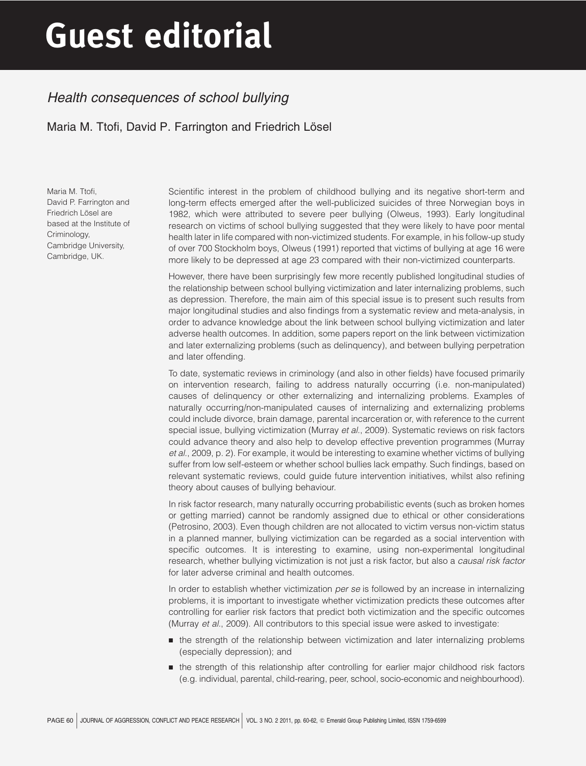# Guest editorial

## *Health consequences of school bullying*

Maria M. Ttofi, David P. Farrington and Friedrich Lösel

Maria M. Ttofi, David P. Farrington and Friedrich Lösel are based at the Institute of Criminology, Cambridge University, Cambridge, UK.

Scientific interest in the problem of childhood bullying and its negative short-term and long-term effects emerged after the well-publicized suicides of three Norwegian boys in 1982, which were attributed to severe peer bullying (Olweus, 1993). Early longitudinal research on victims of school bullying suggested that they were likely to have poor mental health later in life compared with non-victimized students. For example, in his follow-up study of over 700 Stockholm boys, Olweus (1991) reported that victims of bullying at age 16 were more likely to be depressed at age 23 compared with their non-victimized counterparts.

However, there have been surprisingly few more recently published longitudinal studies of the relationship between school bullying victimization and later internalizing problems, such as depression. Therefore, the main aim of this special issue is to present such results from major longitudinal studies and also findings from a systematic review and meta-analysis, in order to advance knowledge about the link between school bullying victimization and later adverse health outcomes. In addition, some papers report on the link between victimization and later externalizing problems (such as delinquency), and between bullying perpetration and later offending.

To date, systematic reviews in criminology (and also in other fields) have focused primarily on intervention research, failing to address naturally occurring (i.e. non-manipulated) causes of delinquency or other externalizing and internalizing problems. Examples of naturally occurring/non-manipulated causes of internalizing and externalizing problems could include divorce, brain damage, parental incarceration or, with reference to the current special issue, bullying victimization (Murray *et al.*, 2009). Systematic reviews on risk factors could advance theory and also help to develop effective prevention programmes (Murray *et al.*, 2009, p. 2). For example, it would be interesting to examine whether victims of bullying suffer from low self-esteem or whether school bullies lack empathy. Such findings, based on relevant systematic reviews, could guide future intervention initiatives, whilst also refining theory about causes of bullying behaviour.

In risk factor research, many naturally occurring probabilistic events (such as broken homes or getting married) cannot be randomly assigned due to ethical or other considerations (Petrosino, 2003). Even though children are not allocated to victim versus non-victim status in a planned manner, bullying victimization can be regarded as a social intervention with specific outcomes. It is interesting to examine, using non-experimental longitudinal research, whether bullying victimization is not just a risk factor, but also a *causal risk factor* for later adverse criminal and health outcomes.

In order to establish whether victimization *per se* is followed by an increase in internalizing problems, it is important to investigate whether victimization predicts these outcomes after controlling for earlier risk factors that predict both victimization and the specific outcomes (Murray *et al.*, 2009). All contributors to this special issue were asked to investigate:

- the strength of the relationship between victimization and later internalizing problems (especially depression); and
- the strength of this relationship after controlling for earlier major childhood risk factors (e.g. individual, parental, child-rearing, peer, school, socio-economic and neighbourhood).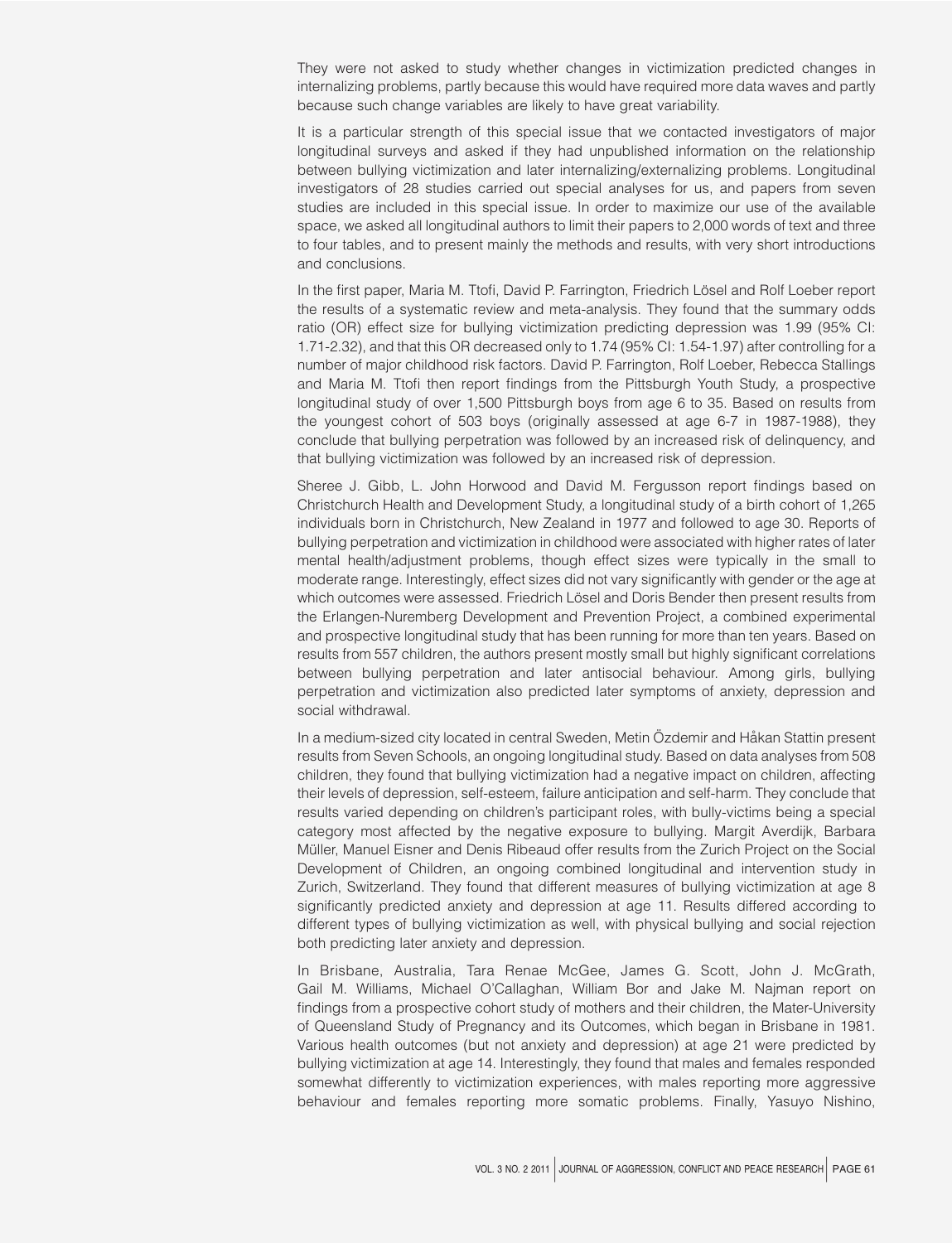They were not asked to study whether changes in victimization predicted changes in internalizing problems, partly because this would have required more data waves and partly because such change variables are likely to have great variability.

It is a particular strength of this special issue that we contacted investigators of major longitudinal surveys and asked if they had unpublished information on the relationship between bullying victimization and later internalizing/externalizing problems. Longitudinal investigators of 28 studies carried out special analyses for us, and papers from seven studies are included in this special issue. In order to maximize our use of the available space, we asked all longitudinal authors to limit their papers to 2,000 words of text and three to four tables, and to present mainly the methods and results, with very short introductions and conclusions.

In the first paper, Maria M. Ttofi, David P. Farrington, Friedrich Lösel and Rolf Loeber report the results of a systematic review and meta-analysis. They found that the summary odds ratio (OR) effect size for bullying victimization predicting depression was 1.99 (95% CI: 1.71-2.32), and that this OR decreased only to 1.74 (95% CI: 1.54-1.97) after controlling for a number of major childhood risk factors. David P. Farrington, Rolf Loeber, Rebecca Stallings and Maria M. Ttofi then report findings from the Pittsburgh Youth Study, a prospective longitudinal study of over 1,500 Pittsburgh boys from age 6 to 35. Based on results from the youngest cohort of 503 boys (originally assessed at age 6-7 in 1987-1988), they conclude that bullying perpetration was followed by an increased risk of delinquency, and that bullying victimization was followed by an increased risk of depression.

Sheree J. Gibb, L. John Horwood and David M. Fergusson report findings based on Christchurch Health and Development Study, a longitudinal study of a birth cohort of 1,265 individuals born in Christchurch, New Zealand in 1977 and followed to age 30. Reports of bullying perpetration and victimization in childhood were associated with higher rates of later mental health/adjustment problems, though effect sizes were typically in the small to moderate range. Interestingly, effect sizes did not vary significantly with gender or the age at which outcomes were assessed. Friedrich Lösel and Doris Bender then present results from the Erlangen-Nuremberg Development and Prevention Project, a combined experimental and prospective longitudinal study that has been running for more than ten years. Based on results from 557 children, the authors present mostly small but highly significant correlations between bullying perpetration and later antisocial behaviour. Among girls, bullying perpetration and victimization also predicted later symptoms of anxiety, depression and social withdrawal.

In a medium-sized city located in central Sweden, Metin Özdemir and Håkan Stattin present results from Seven Schools, an ongoing longitudinal study. Based on data analyses from 508 children, they found that bullying victimization had a negative impact on children, affecting their levels of depression, self-esteem, failure anticipation and self-harm. They conclude that results varied depending on children's participant roles, with bully-victims being a special category most affected by the negative exposure to bullying. Margit Averdijk, Barbara Müller, Manuel Eisner and Denis Ribeaud offer results from the Zurich Project on the Social Development of Children, an ongoing combined longitudinal and intervention study in Zurich, Switzerland. They found that different measures of bullying victimization at age 8 significantly predicted anxiety and depression at age 11. Results differed according to different types of bullying victimization as well, with physical bullying and social rejection both predicting later anxiety and depression.

In Brisbane, Australia, Tara Renae McGee, James G. Scott, John J. McGrath, Gail M. Williams, Michael O'Callaghan, William Bor and Jake M. Najman report on findings from a prospective cohort study of mothers and their children, the Mater-University of Queensland Study of Pregnancy and its Outcomes, which began in Brisbane in 1981. Various health outcomes (but not anxiety and depression) at age 21 were predicted by bullying victimization at age 14. Interestingly, they found that males and females responded somewhat differently to victimization experiences, with males reporting more aggressive behaviour and females reporting more somatic problems. Finally, Yasuyo Nishino,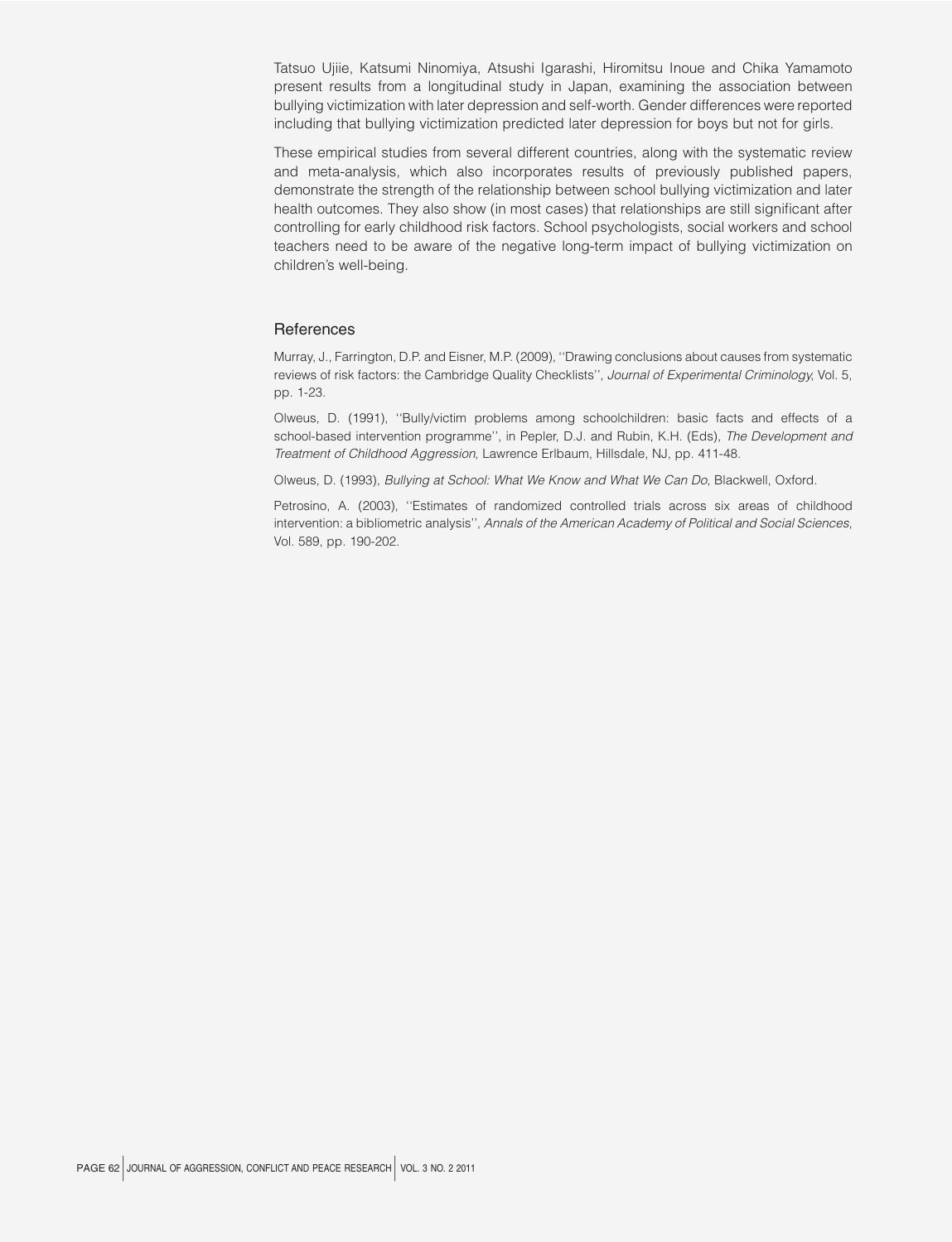Tatsuo Ujiie, Katsumi Ninomiya, Atsushi Igarashi, Hiromitsu Inoue and Chika Yamamoto present results from a longitudinal study in Japan, examining the association between bullying victimization with later depression and self-worth. Gender differences were reported including that bullying victimization predicted later depression for boys but not for girls.

These empirical studies from several different countries, along with the systematic review and meta-analysis, which also incorporates results of previously published papers, demonstrate the strength of the relationship between school bullying victimization and later health outcomes. They also show (in most cases) that relationships are still significant after controlling for early childhood risk factors. School psychologists, social workers and school teachers need to be aware of the negative long-term impact of bullying victimization on children's well-being.

## References

Murray, J., Farrington, D.P. and Eisner, M.P. (2009), ''Drawing conclusions about causes from systematic reviews of risk factors: the Cambridge Quality Checklists'', *Journal of Experimental Criminology*, Vol. 5, pp. 1-23.

Olweus, D. (1991), ''Bully/victim problems among schoolchildren: basic facts and effects of a school-based intervention programme'', in Pepler, D.J. and Rubin, K.H. (Eds), *The Development and Treatment of Childhood Aggression*, Lawrence Erlbaum, Hillsdale, NJ, pp. 411-48.

Olweus, D. (1993), *Bullying at School: What We Know and What We Can Do*, Blackwell, Oxford.

Petrosino, A. (2003), ''Estimates of randomized controlled trials across six areas of childhood intervention: a bibliometric analysis'', *Annals of the American Academy of Political and Social Sciences*, Vol. 589, pp. 190-202.